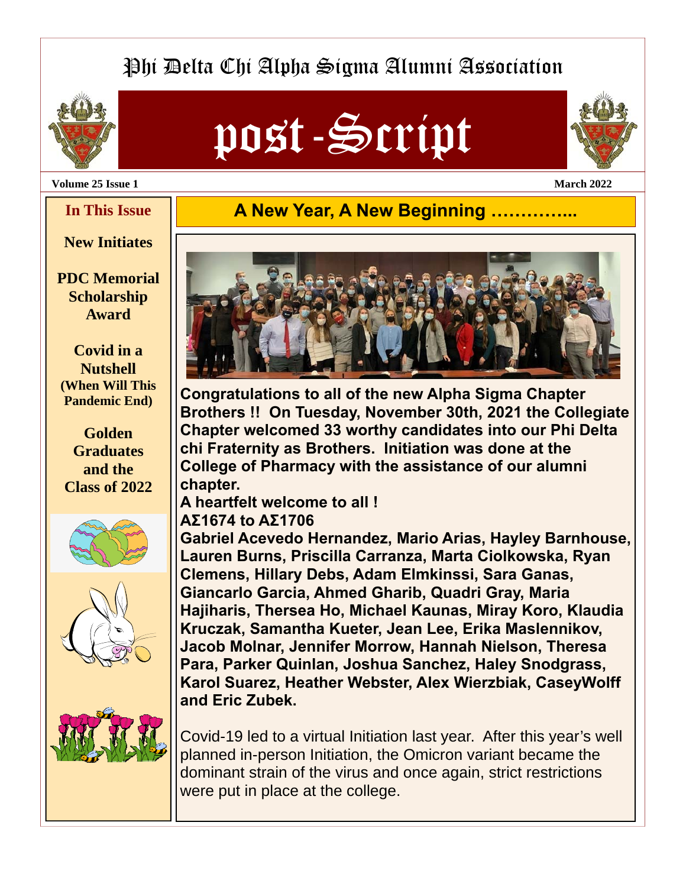# Phi Delta Chi Alpha Sigma Alumni Association

# post-Script

**Volume 25 Issue 1** — **March 2022**

## In This Issue

**New Initiates**

**PDC Memorial Scholarship Award**

**Covid in a Nutshell (When Will This Pandemic End)**

**Golden Graduates and the Class of 2022**

## A New Year, A New Beginning …………..

**Congratulations to all of the new Alpha Sigma Chapter Brothers !! On Tuesday, November 30th, 2021 the Collegiate Chapter welcomed 33 worthy candidates into our Phi Delta chi Fraternity as Brothers. Initiation was done at the College of Pharmacy with the assistance of our alumni chapter.**

**A heartfelt welcome to all !**

**AΣ1674 to AΣ1706**

**Gabriel Acevedo Hernandez, Mario Arias, Hayley Barnhouse, Lauren Burns, Priscilla Carranza, Marta Ciolkowska, Ryan Clemens, Hillary Debs, Adam Elmkinssi, Sara Ganas, Giancarlo Garcia, Ahmed Gharib, Quadri Gray, Maria Hajiharis, Thersea Ho, Michael Kaunas, Miray Koro, Klaudia Kruczak, Samantha Kueter, Jean Lee, Erika Maslennikov, Jacob Molnar, Jennifer Morrow, Hannah Nielson, Theresa Para, Parker Quinlan, Joshua Sanchez, Haley Snodgrass, Karol Suarez, Heather Webster, Alex Wierzbiak, CaseyWolff and Eric Zubek.**

Covid-19 led to a virtual Initiation last year. After this year's well planned in-person Initiation, the Omicron variant became the dominant strain of the virus and once again, strict restrictions were put in place at the college.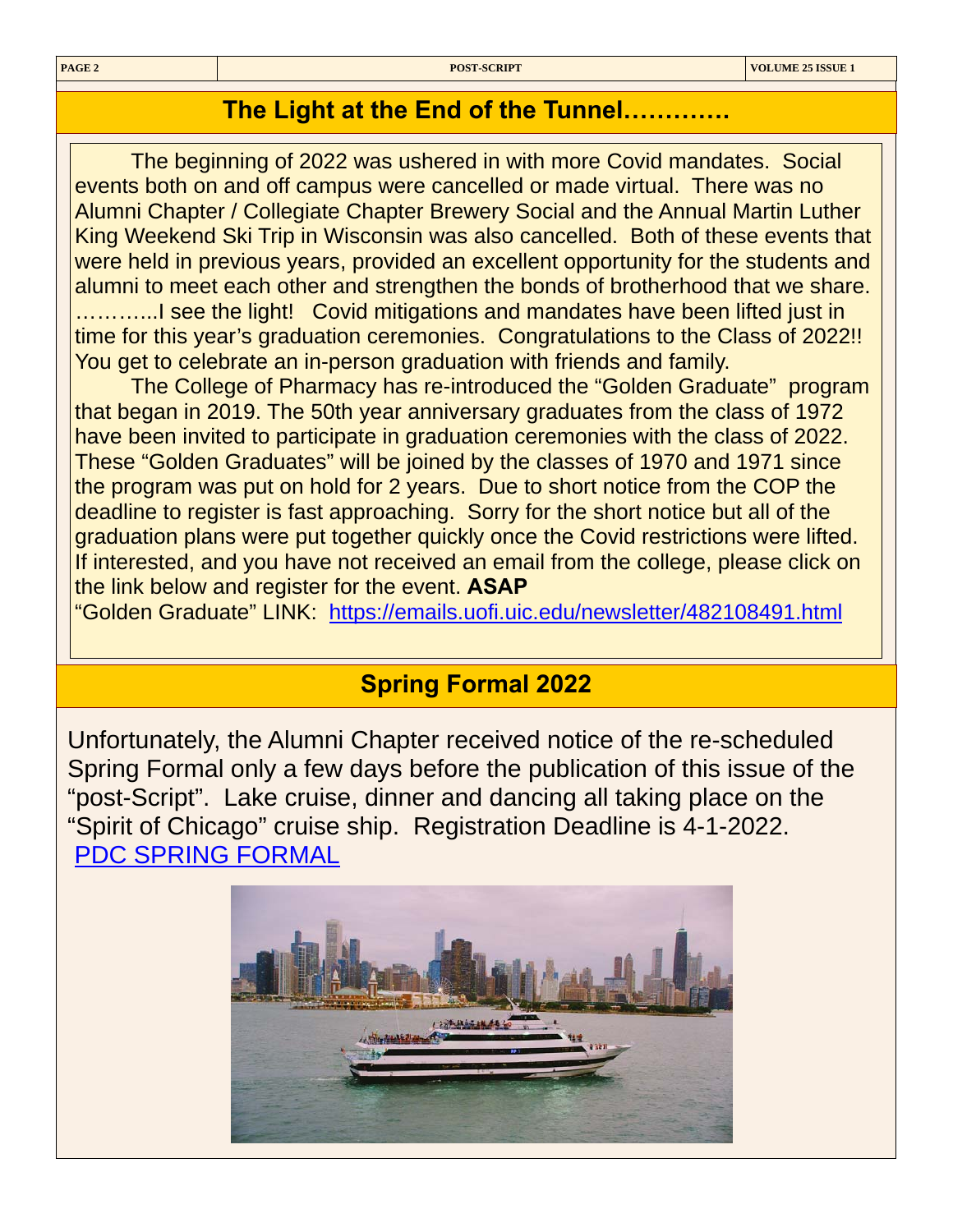## The Light at the End of the Tunnel………….

The beginning of 2022 was ushered in with more Covid mandates. Social events both on and off campus were cancelled or made virtual. There was no Alumni Chapter / Collegiate Chapter Brewery Social and the Annual Martin Luther King Weekend Ski Trip in Wisconsin was also cancelled. Both of these events that were held in previous years, provided an excellent opportunity for the students and alumni to meet each other and strengthen the bonds of brotherhood that we share. ………..I see the light! Covid mitigations and mandates have been lifted just in time for this year's graduation ceremonies. Congratulations to the Class of 2022!! You get to celebrate an in-person graduation with friends and family.

The College of Pharmacy has re-introduced the "Golden Graduate" program that began in 2019. The 50th year anniversary graduates from the class of 1972 have been invited to participate in graduation ceremonies with the class of 2022. These "Golden Graduates" will be joined by the classes of 1970 and 1971 since the program was put on hold for 2 years. Due to short notice from the COP the deadline to register is fast approaching. Sorry for the short notice but all of the graduation plans were put together quickly once the Covid restrictions were lifted. If interested, and you have not received an email from the college, please click on the link below and register for the event. **ASAP**

"Golden Graduate" LINK: https://emails.uofi.uic.edu/newsletter/482108491.html

## Spring Formal 2022

Unfortunately, the Alumni Chapter received notice of the re-scheduled Spring Formal only a few days before the publication of this issue of the "post-Script". Lake cruise, dinner and dancing all taking place on the "Spirit of Chicago" cruise ship. Registration Deadline is 4-1-2022.

PDC SPRING FORMAL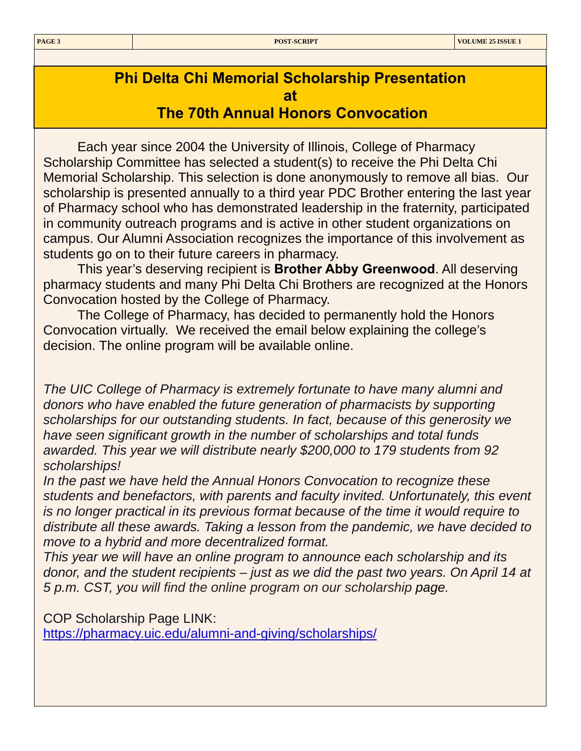# Phi Delta Chi Memorial Scholarship Presentation at The 70th Annual Honors Convocation

Each year since 2004 the University of Illinois, College of Pharmacy Scholarship Committee has selected a student(s) to receive the Phi Delta Chi Memorial Scholarship. This selection is done anonymously to remove all bias. Our scholarship is presented annually to a third year PDC Brother entering the last year of Pharmacy school who has demonstrated leadership in the fraternity, participated in community outreach programs and is active in other student organizations on campus. Our Alumni Association recognizes the importance of this involvement as students go on to their future careers in pharmacy.

This year's deserving recipient is **Brother Abby Greenwood**. All deserving pharmacy students and many Phi Delta Chi Brothers are recognized at the Honors Convocation hosted by the College of Pharmacy.

The College of Pharmacy, has decided to permanently hold the Honors Convocation virtually. We received the email below explaining the college's decision. The online program will be available online.

*The UIC College of Pharmacy is extremely fortunate to have many alumni and donors who have enabled the future generation of pharmacists by supporting scholarships for our outstanding students. In fact, because of this generosity we have seen significant growth in the number of scholarships and total funds awarded. This year we will distribute nearly $200,000 to 179 students from 92 scholarships!*

*In the past we have held the Annual Honors Convocation to recognize these students and benefactors, with parents and faculty invited. Unfortunately, this event is no longer practical in its previous format because of the time it would require to distribute all these awards. Taking a lesson from the pandemic, we have decided to move to a hybrid and more decentralized format.*

*This year we will have an online program to announce each scholarship and its donor, and the student recipients – just as we did the past two years. On April 14 at 5 p.m. CST, you will find the online program on our scholarship page.*

COP Scholarship Page LINK:
[https://pharmacy.uic.edu/alumni-and-giving/scholarships/](https://pharmacy.uic.edu/alumni-and-giving/scholarships/)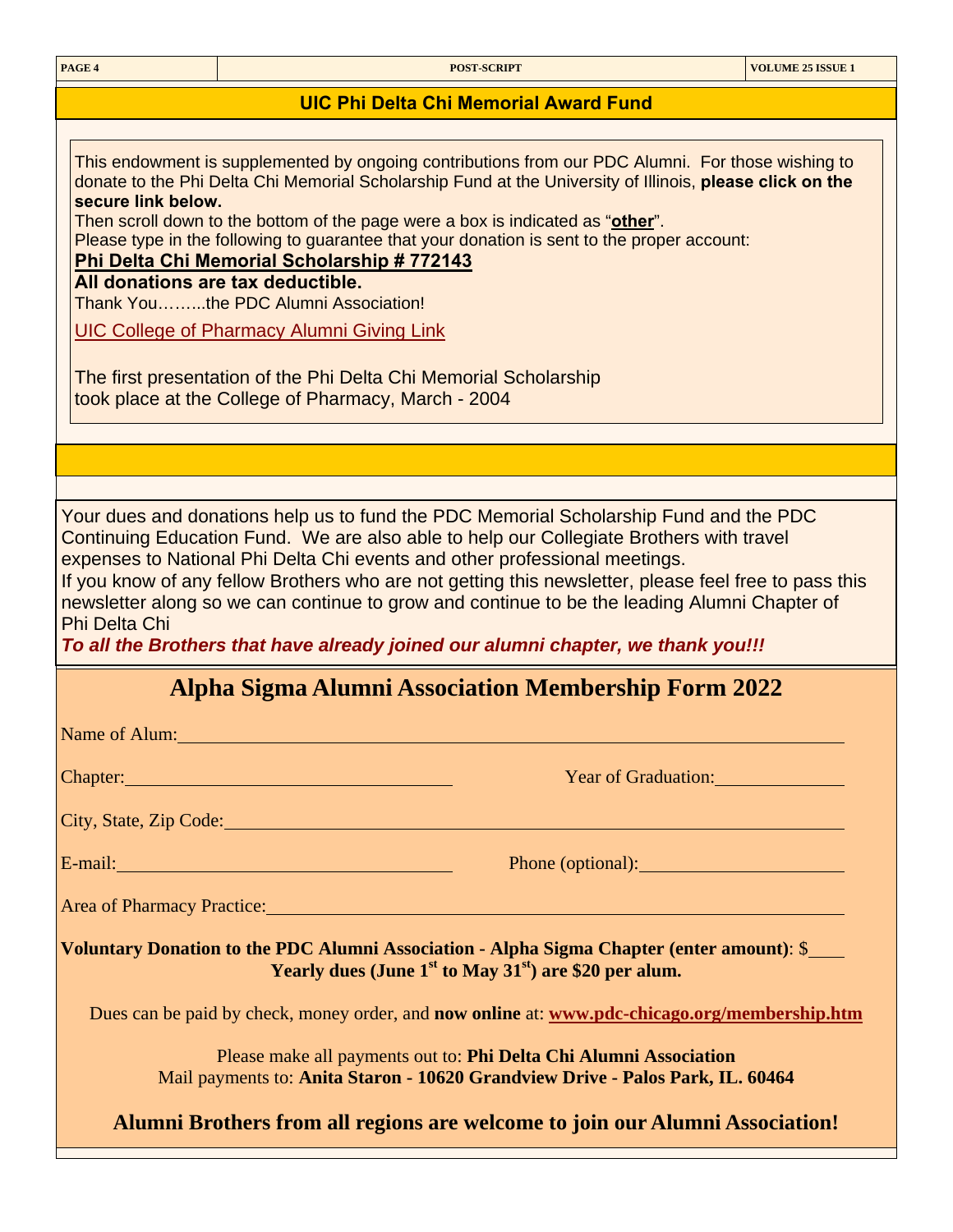## UIC Phi Delta Chi Memorial Award Fund

This endowment is supplemented by ongoing contributions from our PDC Alumni. For those wishing to donate to the Phi Delta Chi Memorial Scholarship Fund at the University of Illinois, **please click on the secure link below.**

Then scroll down to the bottom of the page were a box is indicated as "**other**".

Please type in the following to guarantee that your donation is sent to the proper account:

**Phi Delta Chi Memorial Scholarship # 772143**

**All donations are tax deductible.**

Thank You……..the PDC Alumni Association!

UIC College of Pharmacy Alumni Giving Link

The first presentation of the Phi Delta Chi Memorial Scholarship took place at the College of Pharmacy, March - 2004

Your dues and donations help us to fund the PDC Memorial Scholarship Fund and the PDC Continuing Education Fund. We are also able to help our Collegiate Brothers with travel expenses to National Phi Delta Chi events and other professional meetings.

If you know of any fellow Brothers who are not getting this newsletter, please feel free to pass this newsletter along so we can continue to grow and continue to be the leading Alumni Chapter of Phi Delta Chi

***To all the Brothers that have already joined our alumni chapter, we thank you!!!***

## Alpha Sigma Alumni Association Membership Form 2022

Name of Alum:______________________________

Chapter:______________________ Year of Graduation:__________

City, State, Zip Code:______________________________

E-mail:______________________ Phone (optional):______________

Area of Pharmacy Practice:______________________________

**Voluntary Donation to the PDC Alumni Association - Alpha Sigma Chapter (enter amount)**: $____

**Yearly dues (June 1st to May 31st) are $20 per alum.**

Dues can be paid by check, money order, and **now online** at: **www.pdc-chicago.org/membership.htm**

Please make all payments out to: **Phi Delta Chi Alumni Association**

Mail payments to: **Anita Staron - 10620 Grandview Drive - Palos Park, IL. 60464**

**Alumni Brothers from all regions are welcome to join our Alumni Association!**